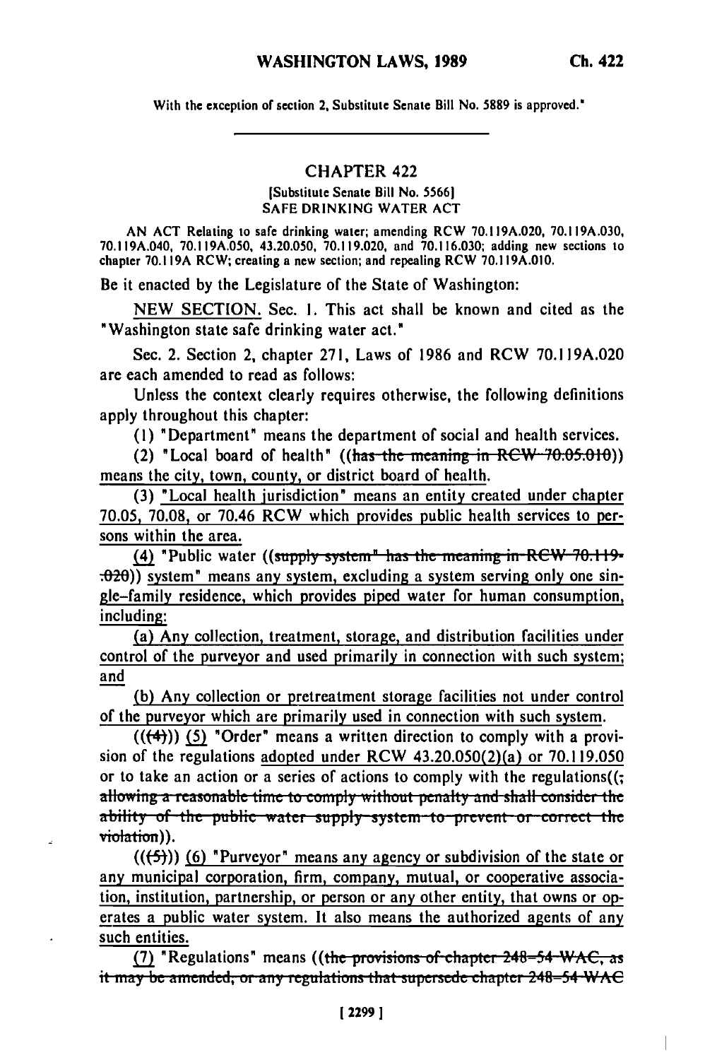With the exception of section 2, Substitute Senate Bill No. 5889 is approved."

## CHAPTER 422

[Substitute Senate Bill No. 5566]

SAFE DRINKING WATER ACT

AN ACT Relating to safe drinking water; amending RCW 70.119A.020, 70.119A.030, 70.119A.040, 70.119A.050, 43.20.050, 70.119.020, and 70.116.030; adding new sections to chapter 70.119A RCW; creating a new section; and repealing RCW 70.119A.010.

Be it enacted by the Legislature of the State of Washington:

NEW SECTION. Sec. 1. This act shall be known and cited as the "Washington state safe drinking water act."

Sec. 2. Section 2, chapter 271, Laws of 1986 and RCW 70.119A.020 are each amended to read as follows:

Unless the context clearly requires otherwise, the following definitions apply throughout this chapter:

(1) "Department" means the department of social and health services.

(2) "Local board of health" ((~~has the meaning in RCW 70.05.010~~)) means the city, town, county, or district board of health.

(3) "Local health jurisdiction" means an entity created under chapter 70.05, 70.08, or 70.46 RCW which provides public health services to persons within the area.

(4) "Public water ((~~supply system" has the meaning in RCW 70.119.020~~)) system" means any system, excluding a system serving only one single-family residence, which provides piped water for human consumption, including:

(a) Any collection, treatment, storage, and distribution facilities under control of the purveyor and used primarily in connection with such system; and

(b) Any collection or pretreatment storage facilities not under control of the purveyor which are primarily used in connection with such system.

((~~(4)~~)) (5) "Order" means a written direction to comply with a provision of the regulations adopted under RCW 43.20.050(2)(a) or 70.119.050 or to take an action or a series of actions to comply with the regulations((~~; allowing a reasonable time to comply without penalty and shall consider the ability of the public water supply system to prevent or correct the violation~~)).

((~~(5)~~)) (6) "Purveyor" means any agency or subdivision of the state or any municipal corporation, firm, company, mutual, or cooperative association, institution, partnership, or person or any other entity, that owns or operates a public water system. It also means the authorized agents of any such entities.

(7) "Regulations" means ((~~the provisions of chapter 248-54 WAC, as it may be amended, or any regulations that supersede chapter 248-54 WAC~~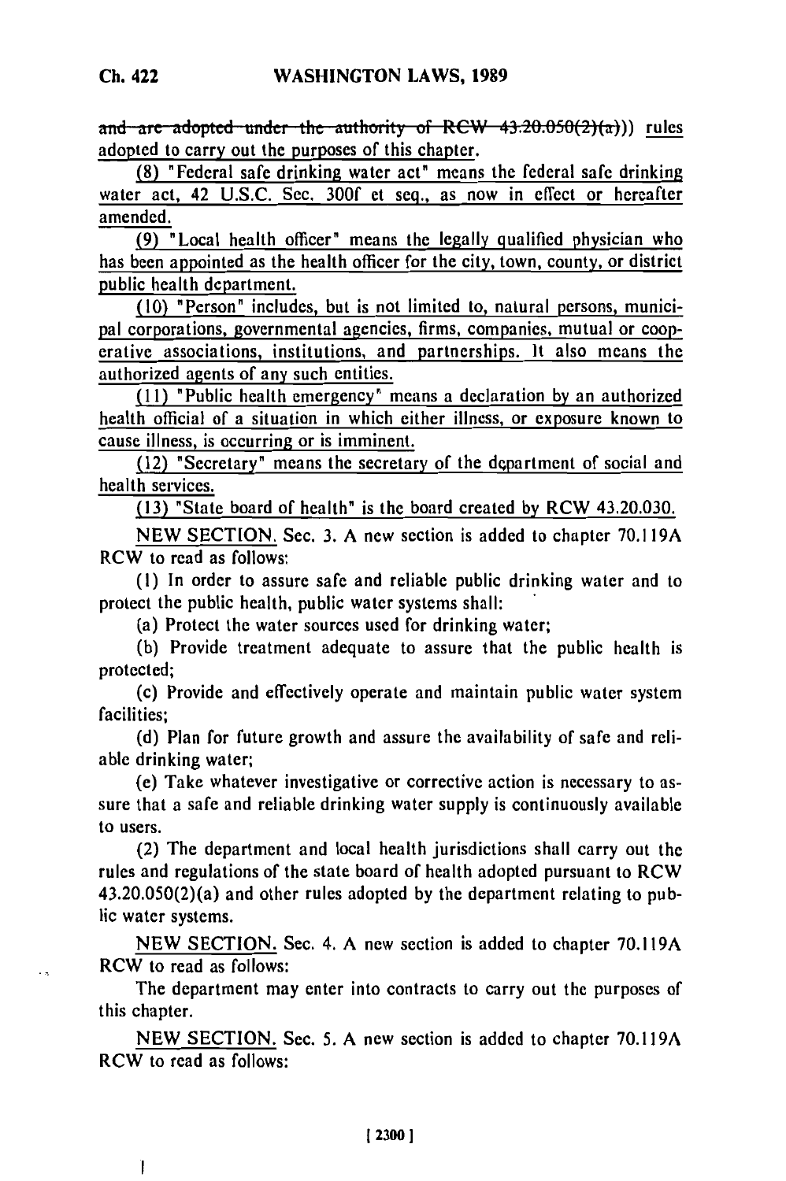~~and are adopted under the authority of RCW 43.20.050(2)(a)))~~ rules adopted to carry out the purposes of this chapter.

(8) "Federal safe drinking water act" means the federal safe drinking water act, 42 U.S.C. Sec. 300f et seq., as now in effect or hereafter amended.

(9) "Local health officer" means the legally qualified physician who has been appointed as the health officer for the city, town, county, or district public health department.

(10) "Person" includes, but is not limited to, natural persons, municipal corporations, governmental agencies, firms, companies, mutual or cooperative associations, institutions, and partnerships. It also means the authorized agents of any such entities.

(11) "Public health emergency" means a declaration by an authorized health official of a situation in which either illness, or exposure known to cause illness, is occurring or is imminent.

(12) "Secretary" means the secretary of the department of social and health services.

(13) "State board of health" is the board created by RCW 43.20.030.

NEW SECTION. Sec. 3. A new section is added to chapter 70.119A RCW to read as follows:

(1) In order to assure safe and reliable public drinking water and to protect the public health, public water systems shall:

(a) Protect the water sources used for drinking water;

(b) Provide treatment adequate to assure that the public health is protected;

(c) Provide and effectively operate and maintain public water system facilities;

(d) Plan for future growth and assure the availability of safe and reliable drinking water;

(e) Take whatever investigative or corrective action is necessary to assure that a safe and reliable drinking water supply is continuously available to users.

(2) The department and local health jurisdictions shall carry out the rules and regulations of the state board of health adopted pursuant to RCW 43.20.050(2)(a) and other rules adopted by the department relating to public water systems.

NEW SECTION. Sec. 4. A new section is added to chapter 70.119A RCW to read as follows:

The department may enter into contracts to carry out the purposes of this chapter.

NEW SECTION. Sec. 5. A new section is added to chapter 70.119A RCW to read as follows: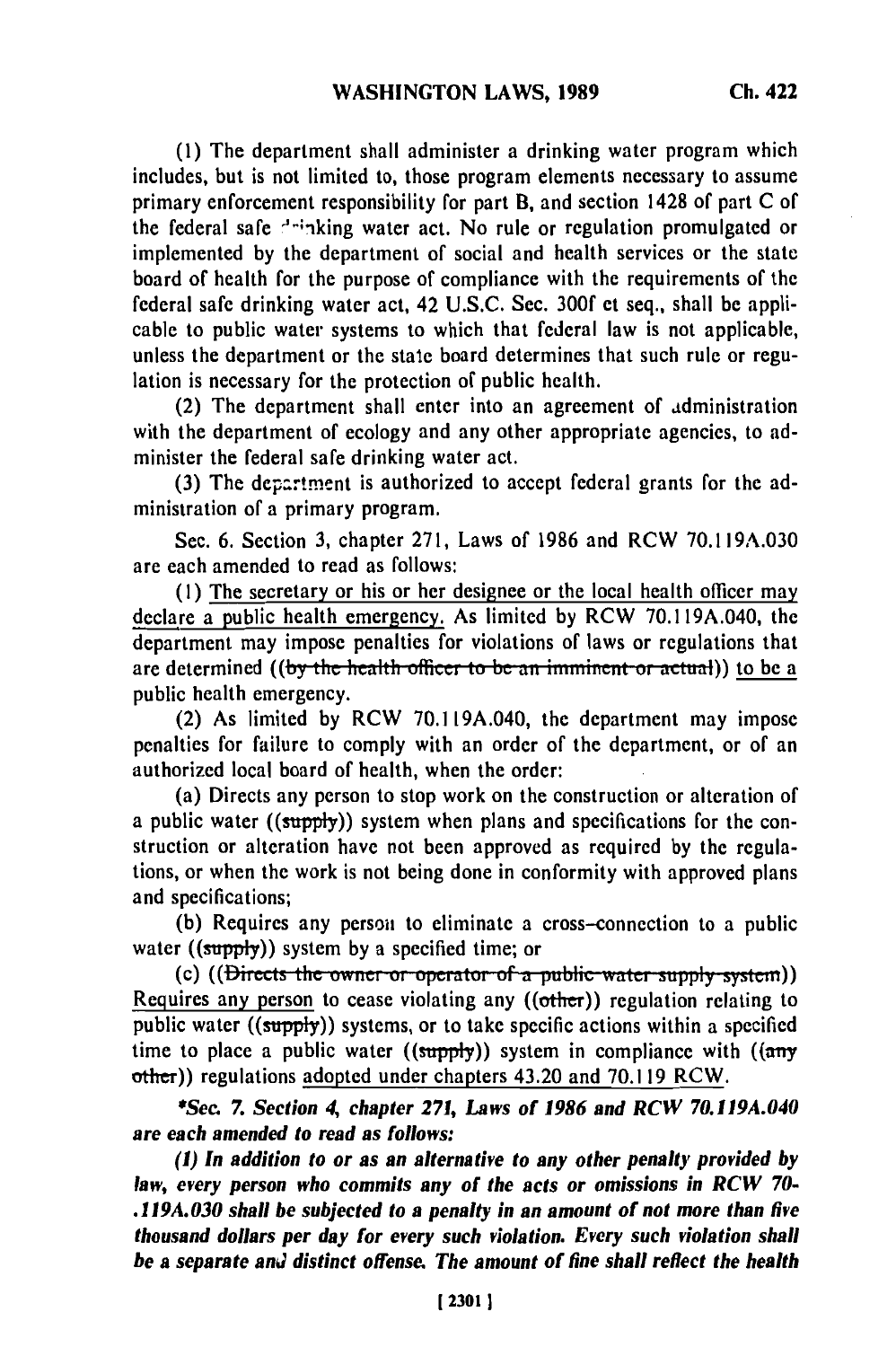(1) The department shall administer a drinking water program which includes, but is not limited to, those program elements necessary to assume primary enforcement responsibility for part B, and section 1428 of part C of the federal safe drinking water act. No rule or regulation promulgated or implemented by the department of social and health services or the state board of health for the purpose of compliance with the requirements of the federal safe drinking water act, 42 U.S.C. Sec. 300f et seq., shall be applicable to public water systems to which that federal law is not applicable, unless the department or the state board determines that such rule or regulation is necessary for the protection of public health.

(2) The department shall enter into an agreement of administration with the department of ecology and any other appropriate agencies, to administer the federal safe drinking water act.

(3) The department is authorized to accept federal grants for the administration of a primary program.

Sec. 6. Section 3, chapter 271, Laws of 1986 and RCW 70.119A.030 are each amended to read as follows:

(1) <u>The secretary or his or her designee or the local health officer may declare a public health emergency.</u> As limited by RCW 70.119A.040, the department may impose penalties for violations of laws or regulations that are determined ((~~by the health officer to be an imminent or actual~~)) <u>to be a</u> public health emergency.

(2) As limited by RCW 70.119A.040, the department may impose penalties for failure to comply with an order of the department, or of an authorized local board of health, when the order:

(a) Directs any person to stop work on the construction or alteration of a public water ((~~supply~~)) system when plans and specifications for the construction or alteration have not been approved as required by the regulations, or when the work is not being done in conformity with approved plans and specifications;

(b) Requires any person to eliminate a cross-connection to a public water ((~~supply~~)) system by a specified time; or

(c) ((~~Directs the owner or operator of a public water supply system~~)) <u>Requires any person</u> to cease violating any ((~~other~~)) regulation relating to public water ((~~supply~~)) systems, or to take specific actions within a specified time to place a public water ((~~supply~~)) system in compliance with ((~~any other~~)) regulations <u>adopted under chapters 43.20 and 70.119 RCW</u>.

****Sec. 7. Section 4, chapter 271, Laws of 1986 and RCW 70.119A.040 are each amended to read as follows:***

***(1) In addition to or as an alternative to any other penalty provided by law, every person who commits any of the acts or omissions in RCW 70-.119A.030 shall be subjected to a penalty in an amount of not more than five thousand dollars per day for every such violation. Every such violation shall be a separate and distinct offense. The amount of fine shall reflect the health***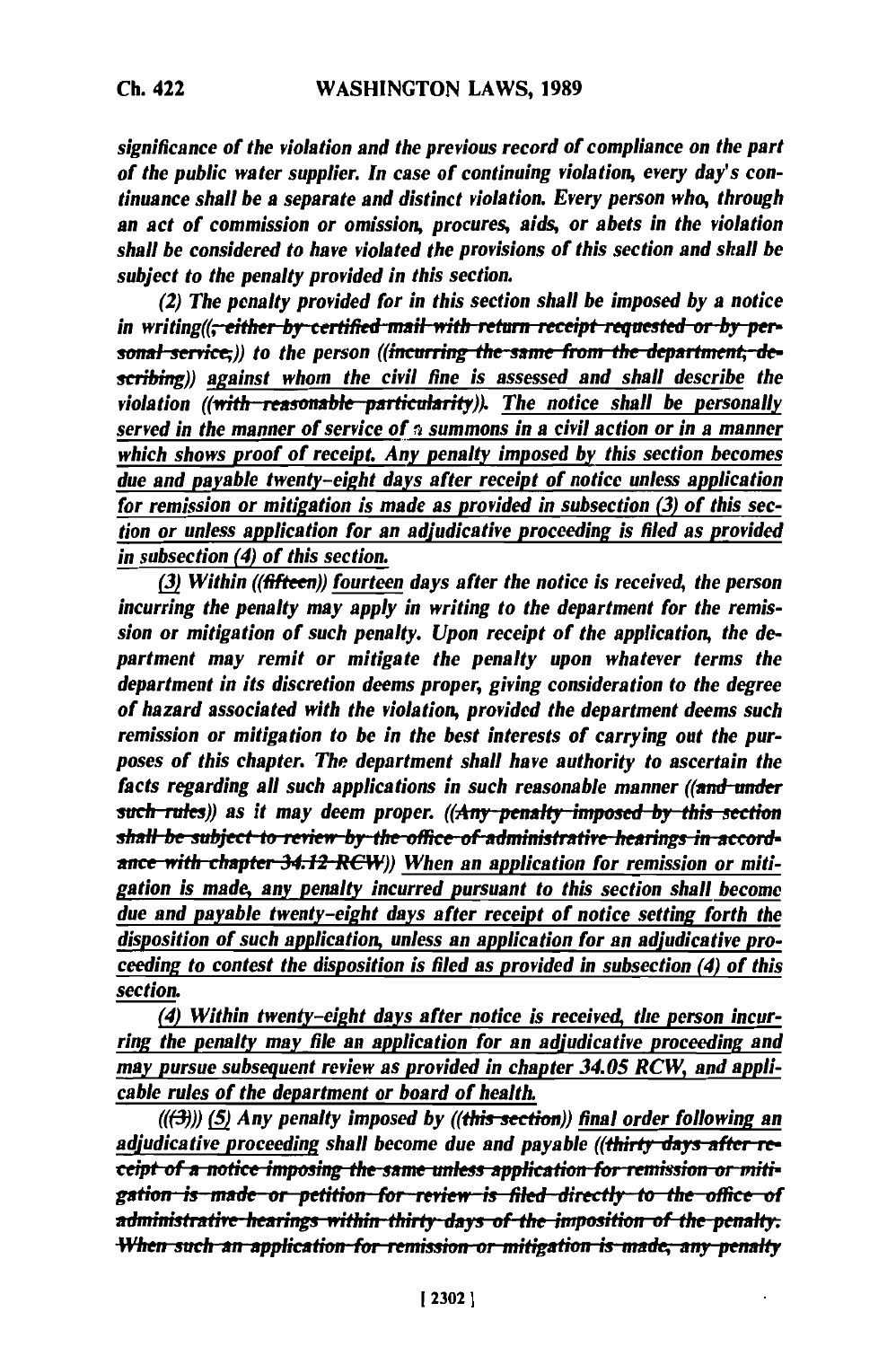*significance of the violation and the previous record of compliance on the part of the public water supplier. In case of continuing violation, every day's continuance shall be a separate and distinct violation. Every person who, through an act of commission or omission, procures, aids, or abets in the violation shall be considered to have violated the provisions of this section and shall be subject to the penalty provided in this section.*

*(2) The penalty provided for in this section shall be imposed by a notice in writing((~~, either by certified mail with return receipt requested or by personal service,~~)) to the person ((~~incurring the same from the department, describing~~)) against whom the civil fine is assessed and shall describe the violation ((~~with reasonable particularity~~)). The notice shall be personally served in the manner of service of a summons in a civil action or in a manner which shows proof of receipt. Any penalty imposed by this section becomes due and payable twenty-eight days after receipt of notice unless application for remission or mitigation is made as provided in subsection (3) of this section or unless application for an adjudicative proceeding is filed as provided in subsection (4) of this section.*

*(3) Within ((~~fifteen~~)) fourteen days after the notice is received, the person incurring the penalty may apply in writing to the department for the remission or mitigation of such penalty. Upon receipt of the application, the department may remit or mitigate the penalty upon whatever terms the department in its discretion deems proper, giving consideration to the degree of hazard associated with the violation, provided the department deems such remission or mitigation to be in the best interests of carrying out the purposes of this chapter. The department shall have authority to ascertain the facts regarding all such applications in such reasonable manner ((~~and under such rules~~)) as it may deem proper. ((~~Any penalty imposed by this section shall be subject to review by the office of administrative hearings in accordance with chapter 34.12 RCW~~)) When an application for remission or mitigation is made, any penalty incurred pursuant to this section shall become due and payable twenty-eight days after receipt of notice setting forth the disposition of such application, unless an application for an adjudicative proceeding to contest the disposition is filed as provided in subsection (4) of this section.*

*(4) Within twenty-eight days after notice is received, the person incurring the penalty may file an application for an adjudicative proceeding and may pursue subsequent review as provided in chapter 34.05 RCW, and applicable rules of the department or board of health.*

*(((~~3~~))) (5) Any penalty imposed by ((~~this section~~)) final order following an adjudicative proceeding shall become due and payable ((~~thirty days after receipt of a notice imposing the same unless application for remission or mitigation is made or petition for review is filed directly to the office of administrative hearings within thirty days of the imposition of the penalty. When such an application for remission or mitigation is made, any penalty~~*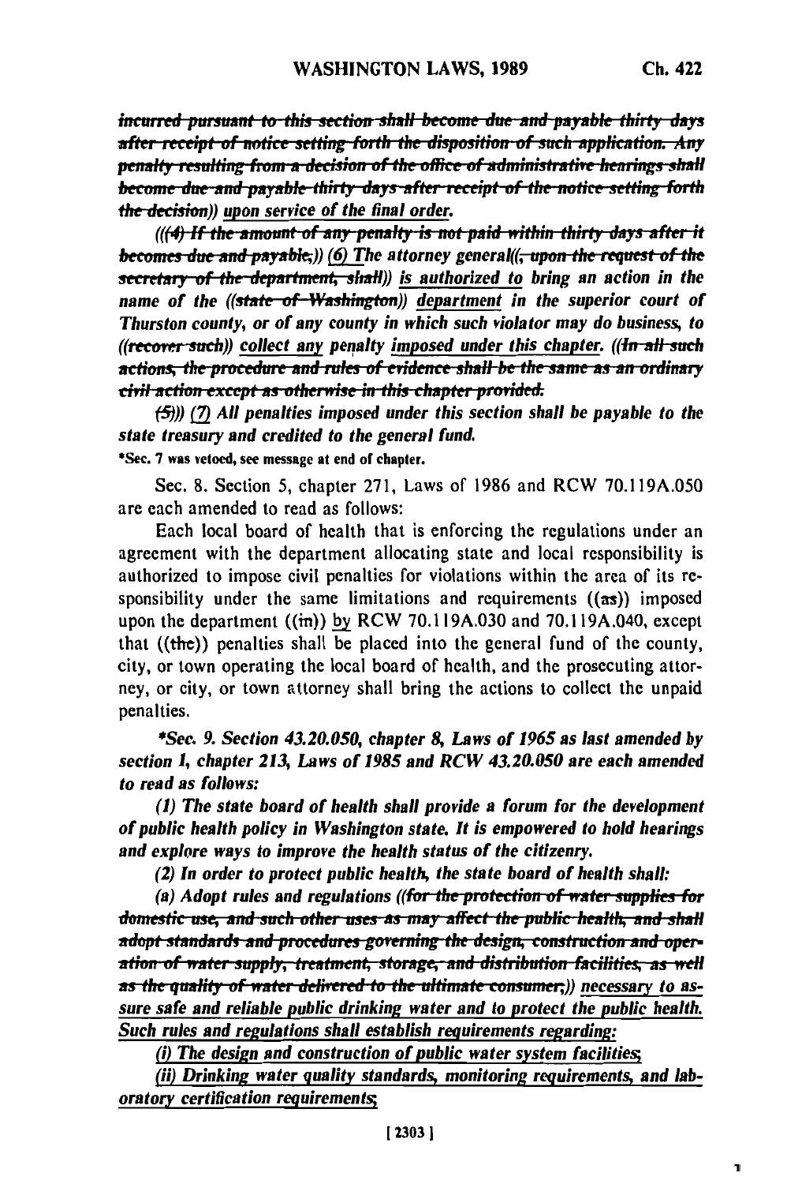*incurred pursuant to this section shall become due and payable thirty days after receipt of notice setting forth the disposition of such application. Any penalty resulting from a decision of the office of administrative hearings shall become due and payable thirty days after receipt of the notice setting forth the decision)) upon service of the final order.*

*(((4) If the amount of any penalty is not paid within thirty days after it becomes due and payable,)) (6) The attorney general((, upon the request of the secretary of the department, shall)) is authorized to bring an action in the name of the ((state of Washington)) department in the superior court of Thurston county, or of any county in which such violator may do business, to ((recover such)) collect any penalty imposed under this chapter. ((In all such actions, the procedure and rules of evidence shall be the same as an ordinary civil action except as otherwise in this chapter provided.*

*(5))) (7) All penalties imposed under this section shall be payable to the state treasury and credited to the general fund.*

*Sec. 7 was vetoed, see message at end of chapter.

Sec. 8. Section 5, chapter 271, Laws of 1986 and RCW 70.119A.050 are each amended to read as follows:

Each local board of health that is enforcing the regulations under an agreement with the department allocating state and local responsibility is authorized to impose civil penalties for violations within the area of its responsibility under the same limitations and requirements ((as)) imposed upon the department ((in)) by RCW 70.119A.030 and 70.119A.040, except that ((the)) penalties shall be placed into the general fund of the county, city, or town operating the local board of health, and the prosecuting attorney, or city, or town attorney shall bring the actions to collect the unpaid penalties.

**Sec. 9. Section 43.20.050, chapter 8, Laws of 1965 as last amended by section 1, chapter 213, Laws of 1985 and RCW 43.20.050 are each amended to read as follows:*

*(1) The state board of health shall provide a forum for the development of public health policy in Washington state. It is empowered to hold hearings and explore ways to improve the health status of the citizenry.*

*(2) In order to protect public health, the state board of health shall:*

*(a) Adopt rules and regulations ((for the protection of water supplies for domestic use, and such other uses as may affect the public health, and shall adopt standards and procedures governing the design, construction and operation of water supply, treatment, storage, and distribution facilities, as well as the quality of water delivered to the ultimate consumer,)) necessary to assure safe and reliable public drinking water and to protect the public health. Such rules and regulations shall establish requirements regarding:*

*(i) The design and construction of public water system facilities;*

*(ii) Drinking water quality standards, monitoring requirements, and laboratory certification requirements;*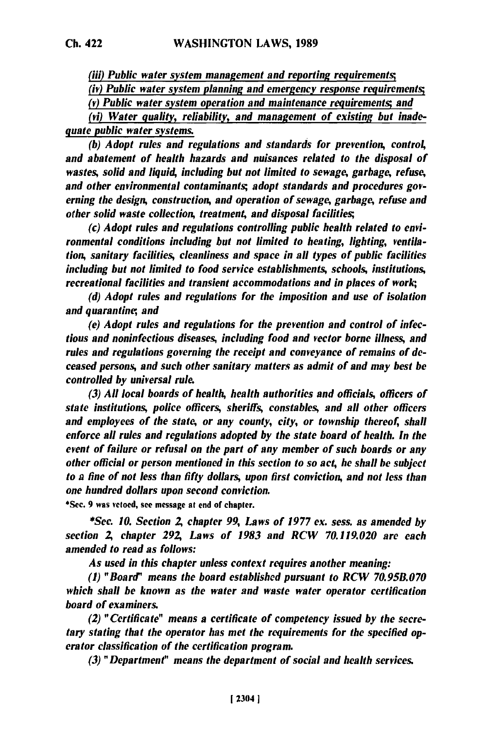*(iii) Public water system management and reporting requirements;*

*(iv) Public water system planning and emergency response requirements;*

*(v) Public water system operation and maintenance requirements; and*

*(vi) Water quality, reliability, and management of existing but inadequate public water systems.*

*(b) Adopt rules and regulations and standards for prevention, control, and abatement of health hazards and nuisances related to the disposal of wastes, solid and liquid, including but not limited to sewage, garbage, refuse, and other environmental contaminants; adopt standards and procedures governing the design, construction, and operation of sewage, garbage, refuse and other solid waste collection, treatment, and disposal facilities;*

*(c) Adopt rules and regulations controlling public health related to environmental conditions including but not limited to heating, lighting, ventilation, sanitary facilities, cleanliness and space in all types of public facilities including but not limited to food service establishments, schools, institutions, recreational facilities and transient accommodations and in places of work;*

*(d) Adopt rules and regulations for the imposition and use of isolation and quarantine; and*

*(e) Adopt rules and regulations for the prevention and control of infectious and noninfectious diseases, including food and vector borne illness, and rules and regulations governing the receipt and conveyance of remains of deceased persons, and such other sanitary matters as admit of and may best be controlled by universal rule.*

*(3) All local boards of health, health authorities and officials, officers of state institutions, police officers, sheriffs, constables, and all other officers and employees of the state, or any county, city, or township thereof, shall enforce all rules and regulations adopted by the state board of health. In the event of failure or refusal on the part of any member of such boards or any other official or person mentioned in this section to so act, he shall be subject to a fine of not less than fifty dollars, upon first conviction, and not less than one hundred dollars upon second conviction.*

*Sec. 9 was vetoed, see message at end of chapter.

**Sec. 10. Section 2, chapter 99, Laws of 1977 ex. sess. as amended by section 2, chapter 292, Laws of 1983 and RCW 70.119.020 are each amended to read as follows:*

*As used in this chapter unless context requires another meaning:*

*(1) "Board" means the board established pursuant to RCW 70.95B.070 which shall be known as the water and waste water operator certification board of examiners.*

*(2) "Certificate" means a certificate of competency issued by the secretary stating that the operator has met the requirements for the specified operator classification of the certification program.*

*(3) "Department" means the department of social and health services.*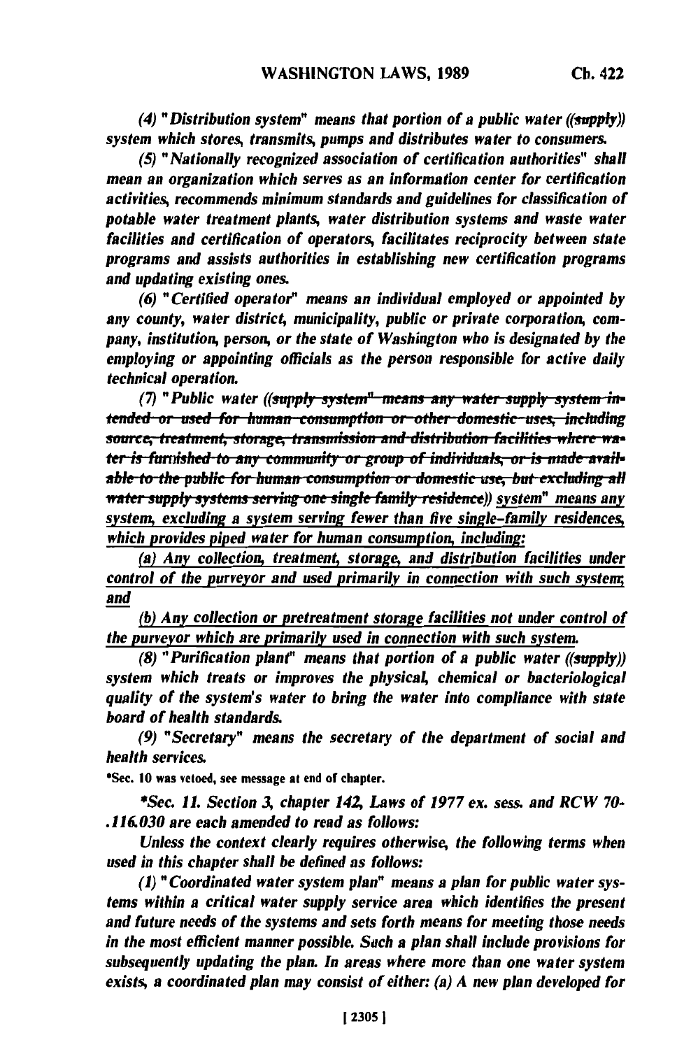(4) "*Distribution system*" means that portion of a public water ((~~supply~~)) system which stores, transmits, pumps and distributes water to consumers.

(5) "*Nationally recognized association of certification authorities*" shall mean an organization which serves as an information center for certification activities, recommends minimum standards and guidelines for classification of potable water treatment plants, water distribution systems and waste water facilities and certification of operators, facilitates reciprocity between state programs and assists authorities in establishing new certification programs and updating existing ones.

(6) "*Certified operator*" means an individual employed or appointed by any county, water district, municipality, public or private corporation, company, institution, person, or the state of Washington who is designated by the employing or appointing officials as the person responsible for active daily technical operation.

(7) "*Public water* ((~~supply system" means any water supply system intended or used for human consumption or other domestic uses, including source, treatment, storage, transmission and distribution facilities where water is furnished to any community or group of individuals, or is made available to the public for human consumption or domestic use, but excluding all water supply systems serving one single family residence~~)) <u>system</u>" means any <u>system, excluding a system serving fewer than five single-family residences, which provides piped water for human consumption, including:</u>

<u>(a) Any collection, treatment, storage, and distribution facilities under control of the purveyor and used primarily in connection with such system; and</u>

<u>(b) Any collection or pretreatment storage facilities not under control of the purveyor which are primarily used in connection with such system.</u>

(8) "*Purification plant*" means that portion of a public water ((~~supply~~)) system which treats or improves the physical, chemical or bacteriological quality of the system's water to bring the water into compliance with state board of health standards.

(9) "*Secretary*" means the secretary of the department of social and health services.

*Sec. 10 was vetoed, see message at end of chapter.

*Sec. 11. Section 3, chapter 142, Laws of 1977 ex. sess. and RCW 70-.116.030 are each amended to read as follows:

Unless the context clearly requires otherwise, the following terms when used in this chapter shall be defined as follows:

(1) "*Coordinated water system plan*" means a plan for public water systems within a critical water supply service area which identifies the present and future needs of the systems and sets forth means for meeting those needs in the most efficient manner possible. Such a plan shall include provisions for subsequently updating the plan. In areas where more than one water system exists, a coordinated plan may consist of either: (a) A new plan developed for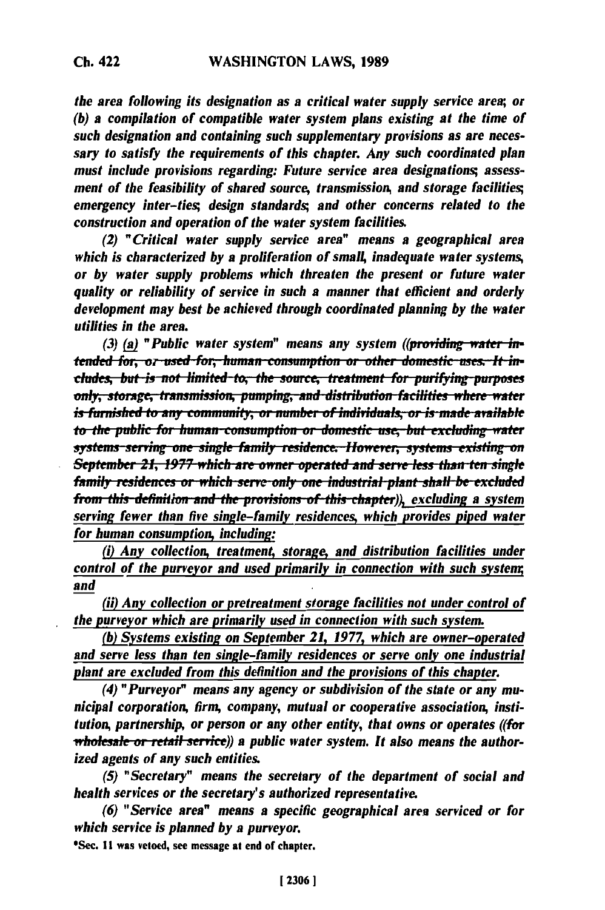*the area following its designation as a critical water supply service area; or (b) a compilation of compatible water system plans existing at the time of such designation and containing such supplementary provisions as are necessary to satisfy the requirements of this chapter. Any such coordinated plan must include provisions regarding: Future service area designations; assessment of the feasibility of shared source, transmission, and storage facilities; emergency inter-ties; design standards; and other concerns related to the construction and operation of the water system facilities.*

*(2) "Critical water supply service area" means a geographical area which is characterized by a proliferation of small, inadequate water systems, or by water supply problems which threaten the present or future water quality or reliability of service in such a manner that efficient and orderly development may best be achieved through coordinated planning by the water utilities in the area.*

*(3) (a) "Public water system" means any system ((~~providing water intended for, or used for, human consumption or other domestic uses. It includes, but is not limited to, the source, treatment for purifying purposes only, storage, transmission, pumping, and distribution facilities where water is furnished to any community, or number of individuals, or is made available to the public for human consumption or domestic use, but excluding water systems serving one single family residence. However, systems existing on September 21, 1977 which are owner operated and serve less than ten single family residences or which serve only one industrial plant shall be excluded from this definition and the provisions of this chapter~~)), excluding a system serving fewer than five single-family residences, which provides piped water for human consumption, including:*

*(i) Any collection, treatment, storage, and distribution facilities under control of the purveyor and used primarily in connection with such system; and*

*(ii) Any collection or pretreatment storage facilities not under control of the purveyor which are primarily used in connection with such system.*

*(b) Systems existing on September 21, 1977, which are owner-operated and serve less than ten single-family residences or serve only one industrial plant are excluded from this definition and the provisions of this chapter.*

*(4) "Purveyor" means any agency or subdivision of the state or any municipal corporation, firm, company, mutual or cooperative association, institution, partnership, or person or any other entity, that owns or operates ((~~for wholesale or retail service~~)) a public water system. It also means the authorized agents of any such entities.*

*(5) "Secretary" means the secretary of the department of social and health services or the secretary's authorized representative.*

*(6) "Service area" means a specific geographical area serviced or for which service is planned by a purveyor.*

*Sec. 11 was vetoed, see message at end of chapter.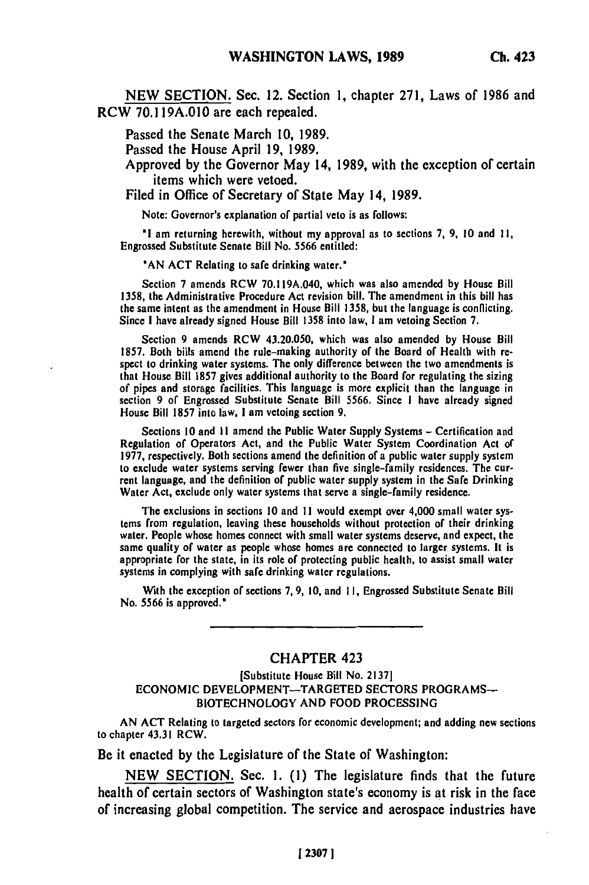NEW SECTION. Sec. 12. Section 1, chapter 271, Laws of 1986 and RCW 70.119A.010 are each repealed.

Passed the Senate March 10, 1989.

Passed the House April 19, 1989.

Approved by the Governor May 14, 1989, with the exception of certain items which were vetoed.

Filed in Office of Secretary of State May 14, 1989.

Note: Governor's explanation of partial veto is as follows:

"I am returning herewith, without my approval as to sections 7, 9, 10 and 11, Engrossed Substitute Senate Bill No. 5566 entitled:

'AN ACT Relating to safe drinking water.'

Section 7 amends RCW 70.119A.040, which was also amended by House Bill 1358, the Administrative Procedure Act revision bill. The amendment in this bill has the same intent as the amendment in House Bill 1358, but the language is conflicting. Since I have already signed House Bill 1358 into law, I am vetoing Section 7.

Section 9 amends RCW 43.20.050, which was also amended by House Bill 1857. Both bills amend the rule-making authority of the Board of Health with respect to drinking water systems. The only difference between the two amendments is that House Bill 1857 gives additional authority to the Board for regulating the sizing of pipes and storage facilities. This language is more explicit than the language in section 9 of Engrossed Substitute Senate Bill 5566. Since I have already signed House Bill 1857 into law, I am vetoing section 9.

Sections 10 and 11 amend the Public Water Supply Systems - Certification and Regulation of Operators Act, and the Public Water System Coordination Act of 1977, respectively. Both sections amend the definition of a public water supply system to exclude water systems serving fewer than five single-family residences. The current language, and the definition of public water supply system in the Safe Drinking Water Act, exclude only water systems that serve a single-family residence.

The exclusions in sections 10 and 11 would exempt over 4,000 small water systems from regulation, leaving these households without protection of their drinking water. People whose homes connect with small water systems deserve, and expect, the same quality of water as people whose homes are connected to larger systems. It is appropriate for the state, in its role of protecting public health, to assist small water systems in complying with safe drinking water regulations.

With the exception of sections 7, 9, 10, and 11, Engrossed Substitute Senate Bill No. 5566 is approved."

---

## CHAPTER 423

[Substitute House Bill No. 2137]

ECONOMIC DEVELOPMENT—TARGETED SECTORS PROGRAMS—BIOTECHNOLOGY AND FOOD PROCESSING

AN ACT Relating to targeted sectors for economic development; and adding new sections to chapter 43.31 RCW.

Be it enacted by the Legislature of the State of Washington:

NEW SECTION. Sec. 1. (1) The legislature finds that the future health of certain sectors of Washington state's economy is at risk in the face of increasing global competition. The service and aerospace industries have